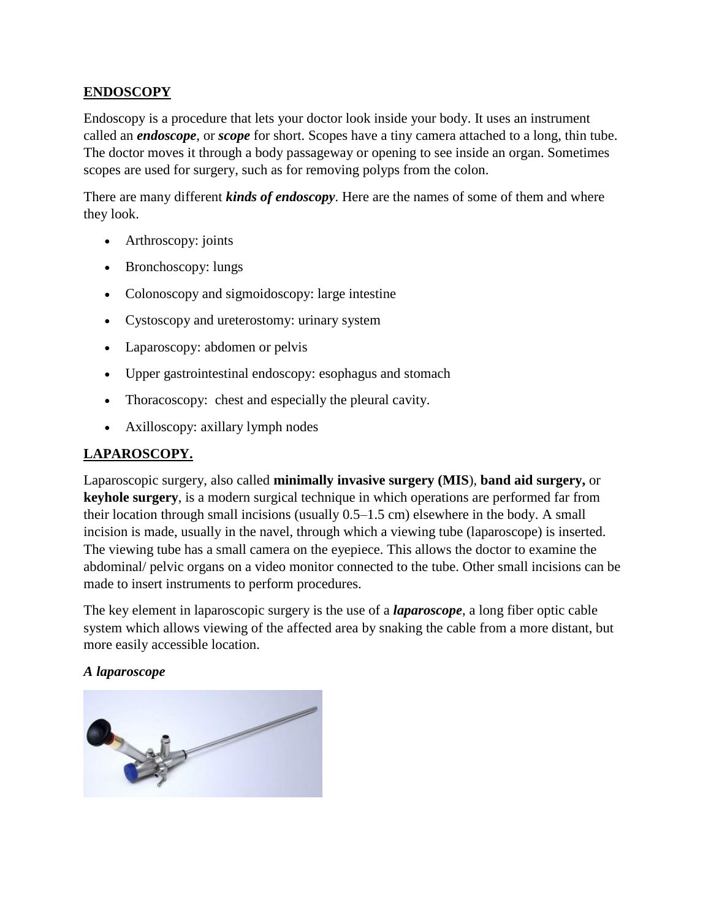## ENDOSCOPY

Endoscopy is a procedure that lets your doctor look inside your body. It uses an instrument called an ***endoscope***, or ***scope*** for short. Scopes have a tiny camera attached to a long, thin tube. The doctor moves it through a body passageway or opening to see inside an organ. Sometimes scopes are used for surgery, such as for removing polyps from the colon.

There are many different ***kinds of endoscopy***. Here are the names of some of them and where they look.

- Arthroscopy: joints
- Bronchoscopy: lungs
- Colonoscopy and sigmoidoscopy: large intestine
- Cystoscopy and ureterostomy: urinary system
- Laparoscopy: abdomen or pelvis
- Upper gastrointestinal endoscopy: esophagus and stomach
- Thoracoscopy: chest and especially the pleural cavity.
- Axilloscopy: axillary lymph nodes

## LAPAROSCOPY.

Laparoscopic surgery, also called **minimally invasive surgery (MIS**), **band aid surgery,** or **keyhole surgery**, is a modern surgical technique in which operations are performed far from their location through small incisions (usually 0.5–1.5 cm) elsewhere in the body. A small incision is made, usually in the navel, through which a viewing tube (laparoscope) is inserted. The viewing tube has a small camera on the eyepiece. This allows the doctor to examine the abdominal/ pelvic organs on a video monitor connected to the tube. Other small incisions can be made to insert instruments to perform procedures.

The key element in laparoscopic surgery is the use of a ***laparoscope***, a long fiber optic cable system which allows viewing of the affected area by snaking the cable from a more distant, but more easily accessible location.

***A laparoscope***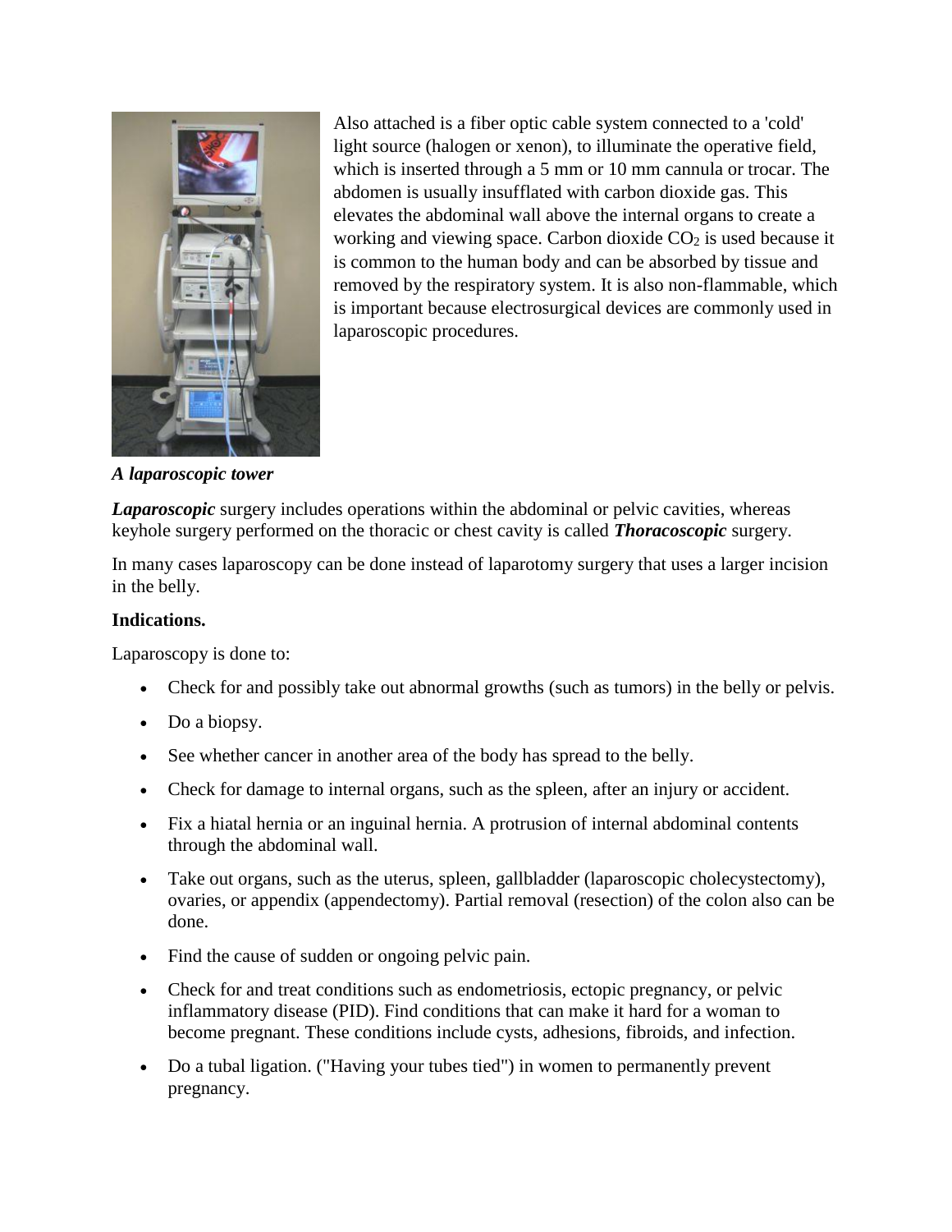Also attached is a fiber optic cable system connected to a 'cold' light source (halogen or xenon), to illuminate the operative field, which is inserted through a 5 mm or 10 mm cannula or trocar. The abdomen is usually insufflated with carbon dioxide gas. This elevates the abdominal wall above the internal organs to create a working and viewing space. Carbon dioxide $CO_2$ is used because it is common to the human body and can be absorbed by tissue and removed by the respiratory system. It is also non-flammable, which is important because electrosurgical devices are commonly used in laparoscopic procedures.

***A laparoscopic tower***

***Laparoscopic*** surgery includes operations within the abdominal or pelvic cavities, whereas keyhole surgery performed on the thoracic or chest cavity is called ***Thoracoscopic*** surgery.

In many cases laparoscopy can be done instead of laparotomy surgery that uses a larger incision in the belly.

**Indications.**

Laparoscopy is done to:

- Check for and possibly take out abnormal growths (such as tumors) in the belly or pelvis.
- Do a biopsy.
- See whether cancer in another area of the body has spread to the belly.
- Check for damage to internal organs, such as the spleen, after an injury or accident.
- Fix a hiatal hernia or an inguinal hernia. A protrusion of internal abdominal contents through the abdominal wall.
- Take out organs, such as the uterus, spleen, gallbladder (laparoscopic cholecystectomy), ovaries, or appendix (appendectomy). Partial removal (resection) of the colon also can be done.
- Find the cause of sudden or ongoing pelvic pain.
- Check for and treat conditions such as endometriosis, ectopic pregnancy, or pelvic inflammatory disease (PID). Find conditions that can make it hard for a woman to become pregnant. These conditions include cysts, adhesions, fibroids, and infection.
- Do a tubal ligation. ("Having your tubes tied") in women to permanently prevent pregnancy.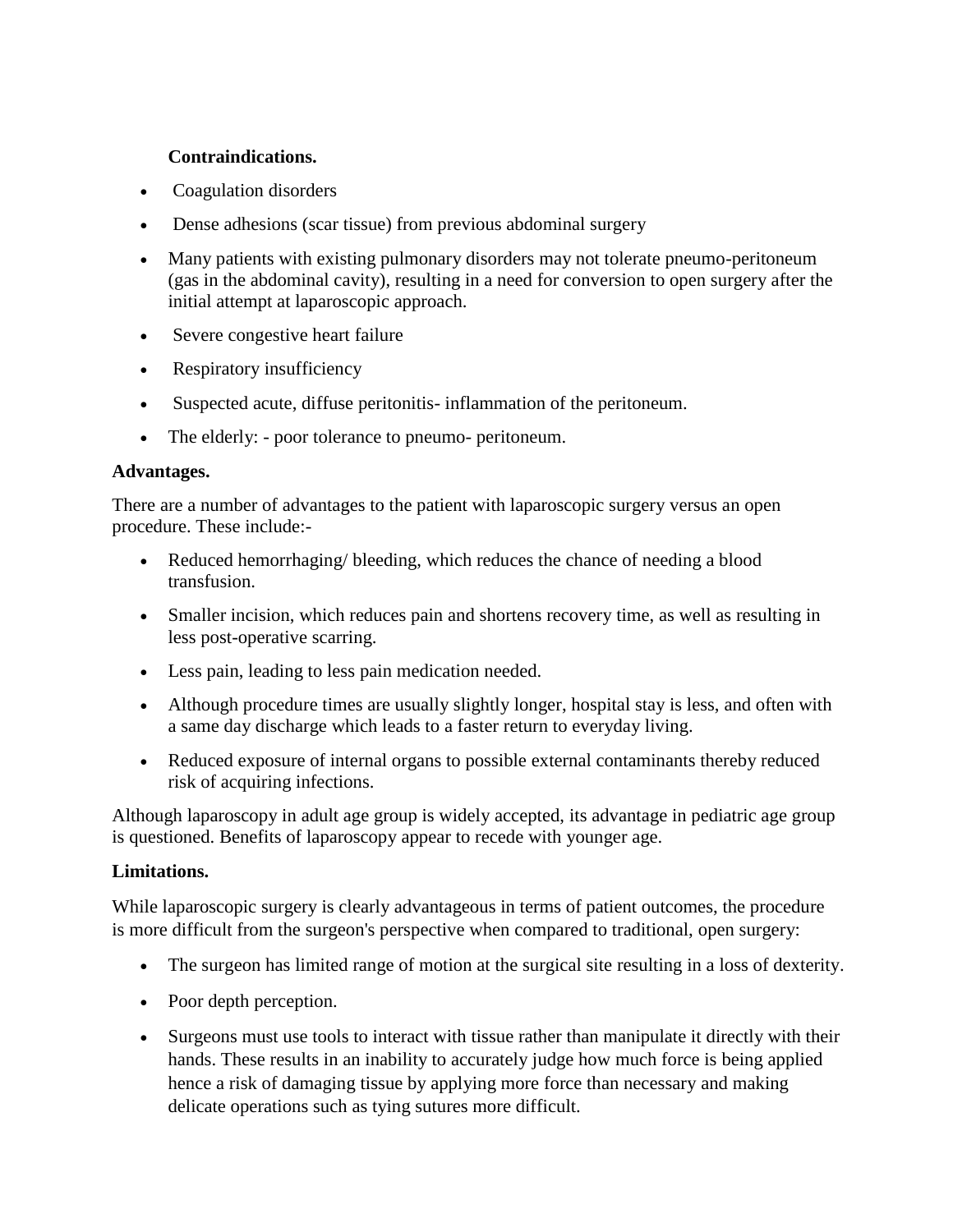**Contraindications.**

- Coagulation disorders
- Dense adhesions (scar tissue) from previous abdominal surgery
- Many patients with existing pulmonary disorders may not tolerate pneumo-peritoneum (gas in the abdominal cavity), resulting in a need for conversion to open surgery after the initial attempt at laparoscopic approach.
- Severe congestive heart failure
- Respiratory insufficiency
- Suspected acute, diffuse peritonitis- inflammation of the peritoneum.
- The elderly: - poor tolerance to pneumo- peritoneum.

**Advantages.**

There are a number of advantages to the patient with laparoscopic surgery versus an open procedure. These include:-

- Reduced hemorrhaging/ bleeding, which reduces the chance of needing a blood transfusion.
- Smaller incision, which reduces pain and shortens recovery time, as well as resulting in less post-operative scarring.
- Less pain, leading to less pain medication needed.
- Although procedure times are usually slightly longer, hospital stay is less, and often with a same day discharge which leads to a faster return to everyday living.
- Reduced exposure of internal organs to possible external contaminants thereby reduced risk of acquiring infections.

Although laparoscopy in adult age group is widely accepted, its advantage in pediatric age group is questioned. Benefits of laparoscopy appear to recede with younger age.

**Limitations.**

While laparoscopic surgery is clearly advantageous in terms of patient outcomes, the procedure is more difficult from the surgeon's perspective when compared to traditional, open surgery:

- The surgeon has limited range of motion at the surgical site resulting in a loss of dexterity.
- Poor depth perception.
- Surgeons must use tools to interact with tissue rather than manipulate it directly with their hands. These results in an inability to accurately judge how much force is being applied hence a risk of damaging tissue by applying more force than necessary and making delicate operations such as tying sutures more difficult.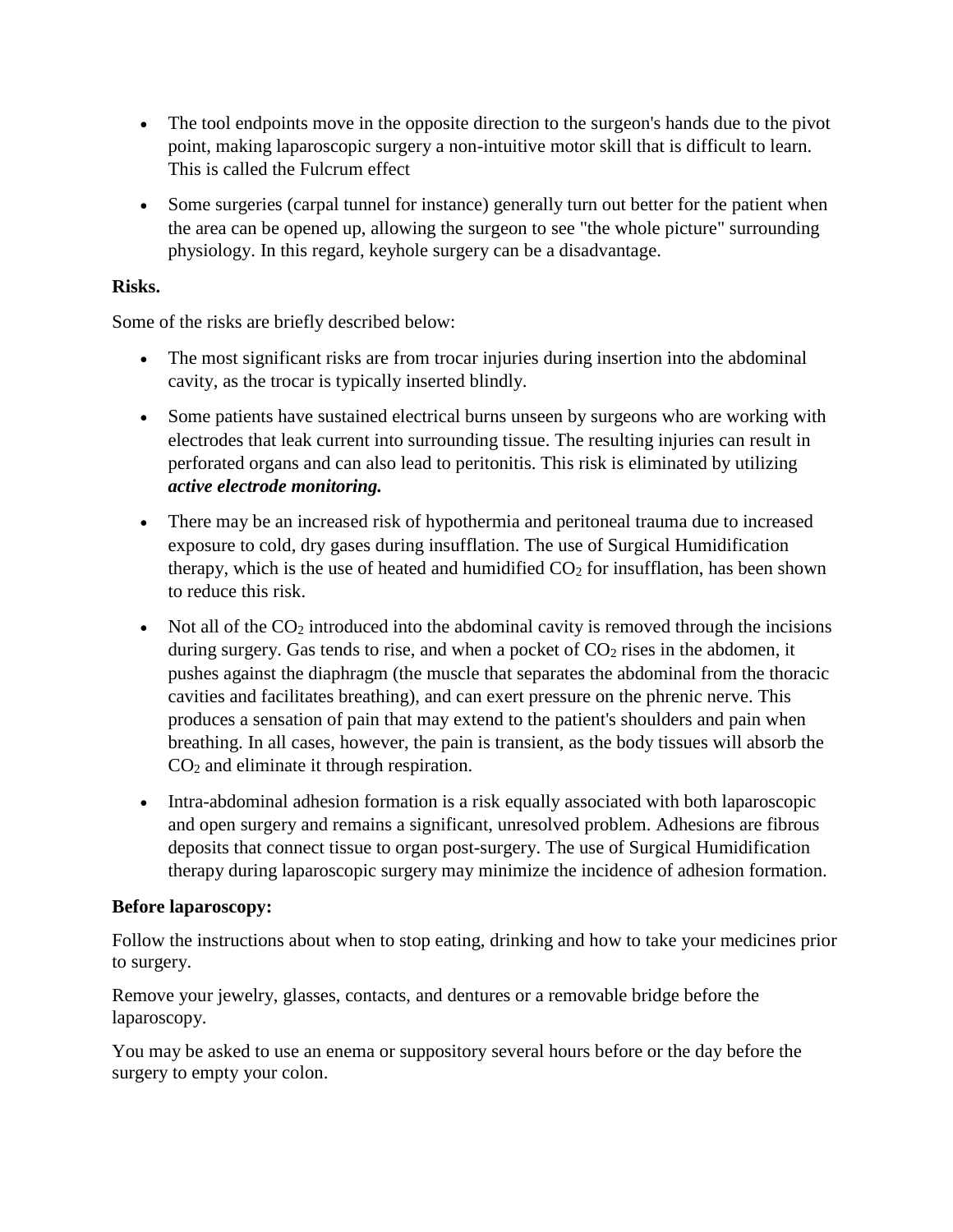- The tool endpoints move in the opposite direction to the surgeon's hands due to the pivot point, making laparoscopic surgery a non-intuitive motor skill that is difficult to learn. This is called the Fulcrum effect

- Some surgeries (carpal tunnel for instance) generally turn out better for the patient when the area can be opened up, allowing the surgeon to see "the whole picture" surrounding physiology. In this regard, keyhole surgery can be a disadvantage.

**Risks.**

Some of the risks are briefly described below:

- The most significant risks are from trocar injuries during insertion into the abdominal cavity, as the trocar is typically inserted blindly.

- Some patients have sustained electrical burns unseen by surgeons who are working with electrodes that leak current into surrounding tissue. The resulting injuries can result in perforated organs and can also lead to peritonitis. This risk is eliminated by utilizing ***active electrode monitoring.***

- There may be an increased risk of hypothermia and peritoneal trauma due to increased exposure to cold, dry gases during insufflation. The use of Surgical Humidification therapy, which is the use of heated and humidified $CO_2$ for insufflation, has been shown to reduce this risk.

- Not all of the $CO_2$ introduced into the abdominal cavity is removed through the incisions during surgery. Gas tends to rise, and when a pocket of $CO_2$ rises in the abdomen, it pushes against the diaphragm (the muscle that separates the abdominal from the thoracic cavities and facilitates breathing), and can exert pressure on the phrenic nerve. This produces a sensation of pain that may extend to the patient's shoulders and pain when breathing. In all cases, however, the pain is transient, as the body tissues will absorb the $CO_2$ and eliminate it through respiration.

- Intra-abdominal adhesion formation is a risk equally associated with both laparoscopic and open surgery and remains a significant, unresolved problem. Adhesions are fibrous deposits that connect tissue to organ post-surgery. The use of Surgical Humidification therapy during laparoscopic surgery may minimize the incidence of adhesion formation.

**Before laparoscopy:**

Follow the instructions about when to stop eating, drinking and how to take your medicines prior to surgery.

Remove your jewelry, glasses, contacts, and dentures or a removable bridge before the laparoscopy.

You may be asked to use an enema or suppository several hours before or the day before the surgery to empty your colon.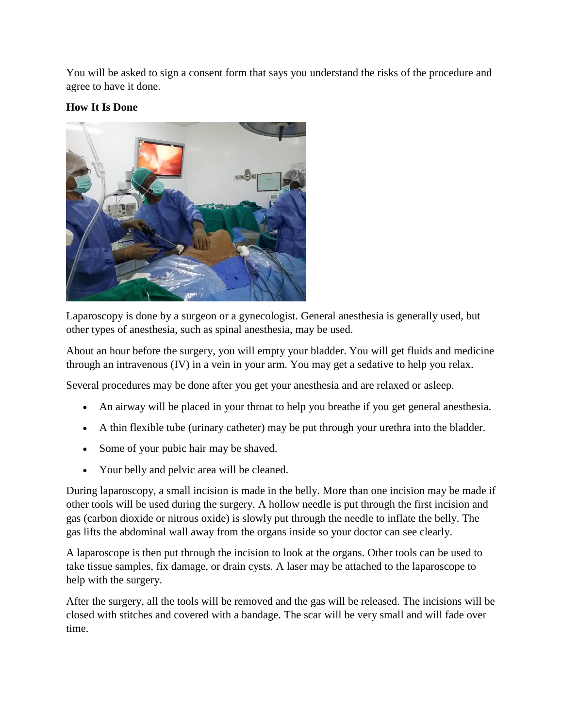You will be asked to sign a consent form that says you understand the risks of the procedure and agree to have it done.

**How It Is Done**

Laparoscopy is done by a surgeon or a gynecologist. General anesthesia is generally used, but other types of anesthesia, such as spinal anesthesia, may be used.

About an hour before the surgery, you will empty your bladder. You will get fluids and medicine through an intravenous (IV) in a vein in your arm. You may get a sedative to help you relax.

Several procedures may be done after you get your anesthesia and are relaxed or asleep.

- An airway will be placed in your throat to help you breathe if you get general anesthesia.
- A thin flexible tube (urinary catheter) may be put through your urethra into the bladder.
- Some of your pubic hair may be shaved.
- Your belly and pelvic area will be cleaned.

During laparoscopy, a small incision is made in the belly. More than one incision may be made if other tools will be used during the surgery. A hollow needle is put through the first incision and gas (carbon dioxide or nitrous oxide) is slowly put through the needle to inflate the belly. The gas lifts the abdominal wall away from the organs inside so your doctor can see clearly.

A laparoscope is then put through the incision to look at the organs. Other tools can be used to take tissue samples, fix damage, or drain cysts. A laser may be attached to the laparoscope to help with the surgery.

After the surgery, all the tools will be removed and the gas will be released. The incisions will be closed with stitches and covered with a bandage. The scar will be very small and will fade over time.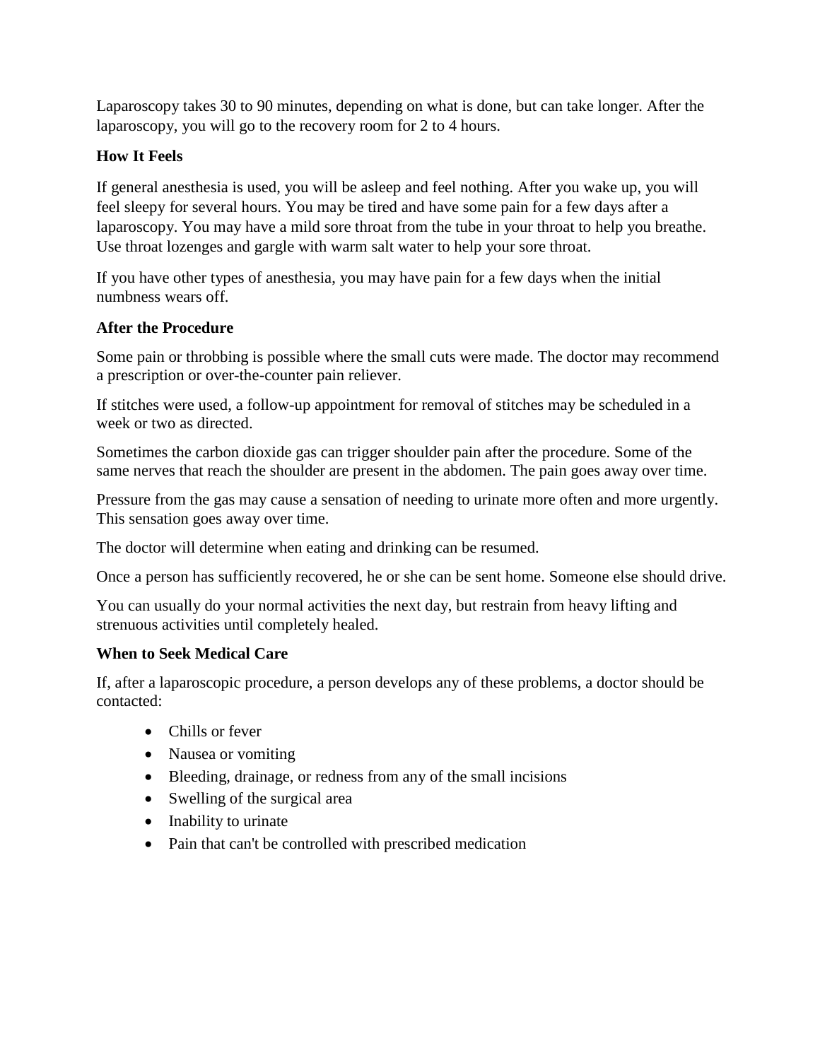Laparoscopy takes 30 to 90 minutes, depending on what is done, but can take longer. After the laparoscopy, you will go to the recovery room for 2 to 4 hours.

**How It Feels**

If general anesthesia is used, you will be asleep and feel nothing. After you wake up, you will feel sleepy for several hours. You may be tired and have some pain for a few days after a laparoscopy. You may have a mild sore throat from the tube in your throat to help you breathe. Use throat lozenges and gargle with warm salt water to help your sore throat.

If you have other types of anesthesia, you may have pain for a few days when the initial numbness wears off.

**After the Procedure**

Some pain or throbbing is possible where the small cuts were made. The doctor may recommend a prescription or over-the-counter pain reliever.

If stitches were used, a follow-up appointment for removal of stitches may be scheduled in a week or two as directed.

Sometimes the carbon dioxide gas can trigger shoulder pain after the procedure. Some of the same nerves that reach the shoulder are present in the abdomen. The pain goes away over time.

Pressure from the gas may cause a sensation of needing to urinate more often and more urgently. This sensation goes away over time.

The doctor will determine when eating and drinking can be resumed.

Once a person has sufficiently recovered, he or she can be sent home. Someone else should drive.

You can usually do your normal activities the next day, but restrain from heavy lifting and strenuous activities until completely healed.

**When to Seek Medical Care**

If, after a laparoscopic procedure, a person develops any of these problems, a doctor should be contacted:

- Chills or fever
- Nausea or vomiting
- Bleeding, drainage, or redness from any of the small incisions
- Swelling of the surgical area
- Inability to urinate
- Pain that can't be controlled with prescribed medication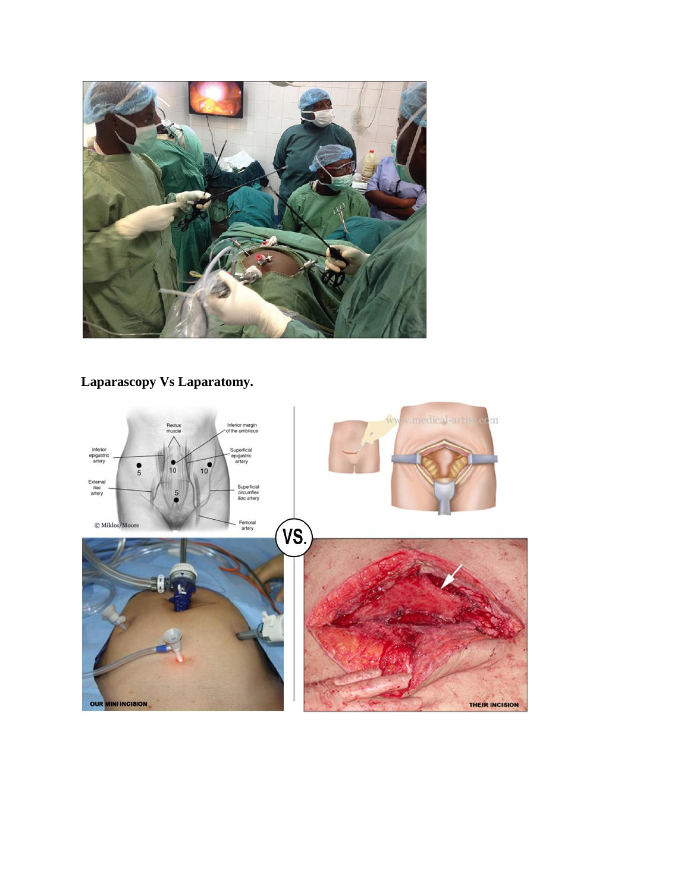**Laparascopy Vs Laparatomy.**